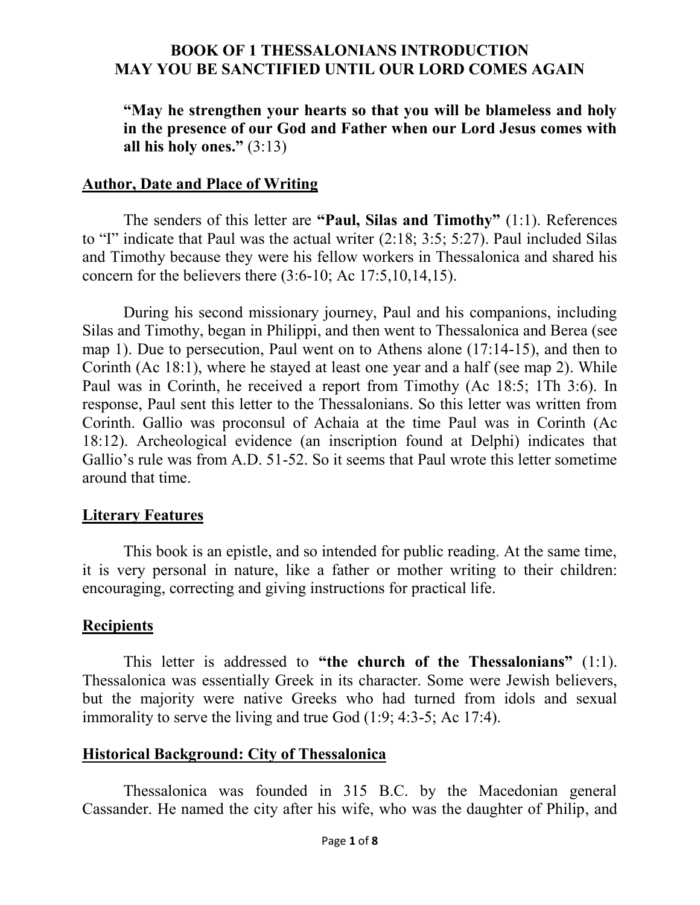# BOOK OF 1 THESSALONIANS INTRODUCTION
# MAY YOU BE SANCTIFIED UNTIL OUR LORD COMES AGAIN

> **"May he strengthen your hearts so that you will be blameless and holy in the presence of our God and Father when our Lord Jesus comes with all his holy ones."** (3:13)

## Author, Date and Place of Writing

The senders of this letter are **"Paul, Silas and Timothy"** (1:1). References to "I" indicate that Paul was the actual writer (2:18; 3:5; 5:27). Paul included Silas and Timothy because they were his fellow workers in Thessalonica and shared his concern for the believers there (3:6-10; Ac 17:5,10,14,15).

During his second missionary journey, Paul and his companions, including Silas and Timothy, began in Philippi, and then went to Thessalonica and Berea (see map 1). Due to persecution, Paul went on to Athens alone (17:14-15), and then to Corinth (Ac 18:1), where he stayed at least one year and a half (see map 2). While Paul was in Corinth, he received a report from Timothy (Ac 18:5; 1Th 3:6). In response, Paul sent this letter to the Thessalonians. So this letter was written from Corinth. Gallio was proconsul of Achaia at the time Paul was in Corinth (Ac 18:12). Archeological evidence (an inscription found at Delphi) indicates that Gallio's rule was from A.D. 51-52. So it seems that Paul wrote this letter sometime around that time.

## Literary Features

This book is an epistle, and so intended for public reading. At the same time, it is very personal in nature, like a father or mother writing to their children: encouraging, correcting and giving instructions for practical life.

## Recipients

This letter is addressed to **"the church of the Thessalonians"** (1:1). Thessalonica was essentially Greek in its character. Some were Jewish believers, but the majority were native Greeks who had turned from idols and sexual immorality to serve the living and true God (1:9; 4:3-5; Ac 17:4).

## Historical Background: City of Thessalonica

Thessalonica was founded in 315 B.C. by the Macedonian general Cassander. He named the city after his wife, who was the daughter of Philip, and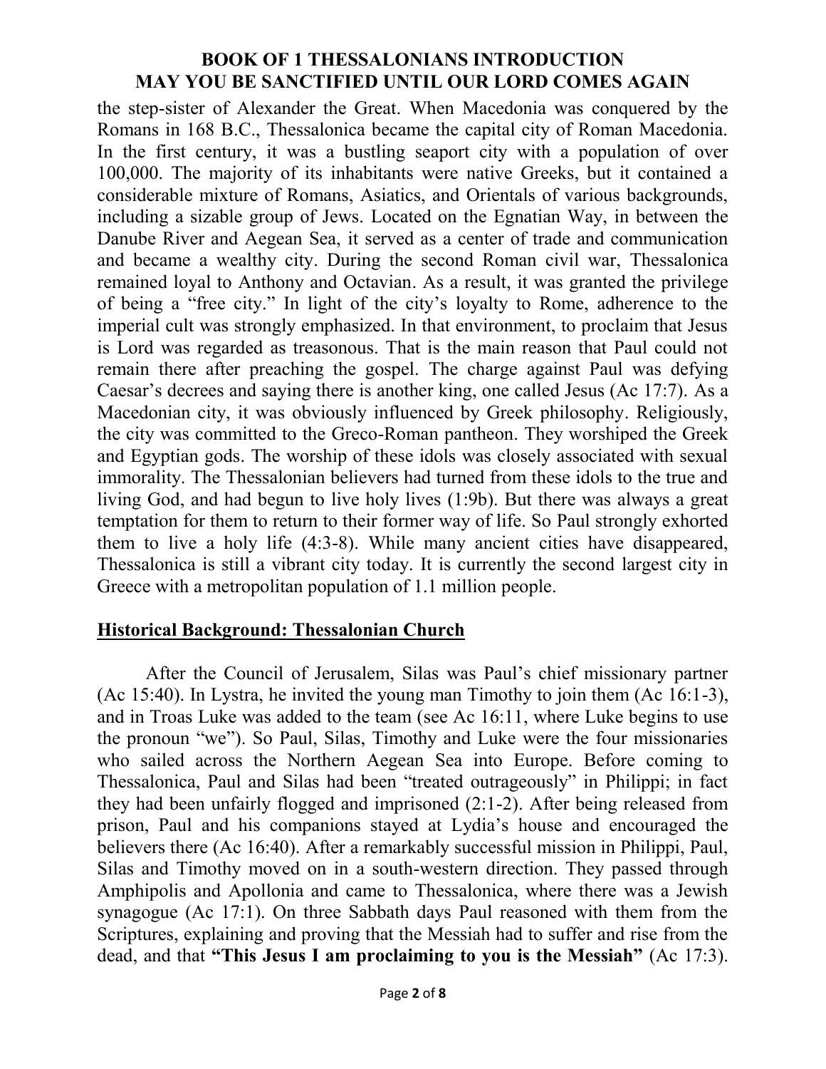the step-sister of Alexander the Great. When Macedonia was conquered by the Romans in 168 B.C., Thessalonica became the capital city of Roman Macedonia. In the first century, it was a bustling seaport city with a population of over 100,000. The majority of its inhabitants were native Greeks, but it contained a considerable mixture of Romans, Asiatics, and Orientals of various backgrounds, including a sizable group of Jews. Located on the Egnatian Way, in between the Danube River and Aegean Sea, it served as a center of trade and communication and became a wealthy city. During the second Roman civil war, Thessalonica remained loyal to Anthony and Octavian. As a result, it was granted the privilege of being a "free city." In light of the city's loyalty to Rome, adherence to the imperial cult was strongly emphasized. In that environment, to proclaim that Jesus is Lord was regarded as treasonous. That is the main reason that Paul could not remain there after preaching the gospel. The charge against Paul was defying Caesar's decrees and saying there is another king, one called Jesus (Ac 17:7). As a Macedonian city, it was obviously influenced by Greek philosophy. Religiously, the city was committed to the Greco-Roman pantheon. They worshiped the Greek and Egyptian gods. The worship of these idols was closely associated with sexual immorality. The Thessalonian believers had turned from these idols to the true and living God, and had begun to live holy lives (1:9b). But there was always a great temptation for them to return to their former way of life. So Paul strongly exhorted them to live a holy life (4:3-8). While many ancient cities have disappeared, Thessalonica is still a vibrant city today. It is currently the second largest city in Greece with a metropolitan population of 1.1 million people.

## Historical Background: Thessalonian Church

After the Council of Jerusalem, Silas was Paul's chief missionary partner (Ac 15:40). In Lystra, he invited the young man Timothy to join them (Ac 16:1-3), and in Troas Luke was added to the team (see Ac 16:11, where Luke begins to use the pronoun "we"). So Paul, Silas, Timothy and Luke were the four missionaries who sailed across the Northern Aegean Sea into Europe. Before coming to Thessalonica, Paul and Silas had been "treated outrageously" in Philippi; in fact they had been unfairly flogged and imprisoned (2:1-2). After being released from prison, Paul and his companions stayed at Lydia's house and encouraged the believers there (Ac 16:40). After a remarkably successful mission in Philippi, Paul, Silas and Timothy moved on in a south-western direction. They passed through Amphipolis and Apollonia and came to Thessalonica, where there was a Jewish synagogue (Ac 17:1). On three Sabbath days Paul reasoned with them from the Scriptures, explaining and proving that the Messiah had to suffer and rise from the dead, and that **"This Jesus I am proclaiming to you is the Messiah"** (Ac 17:3).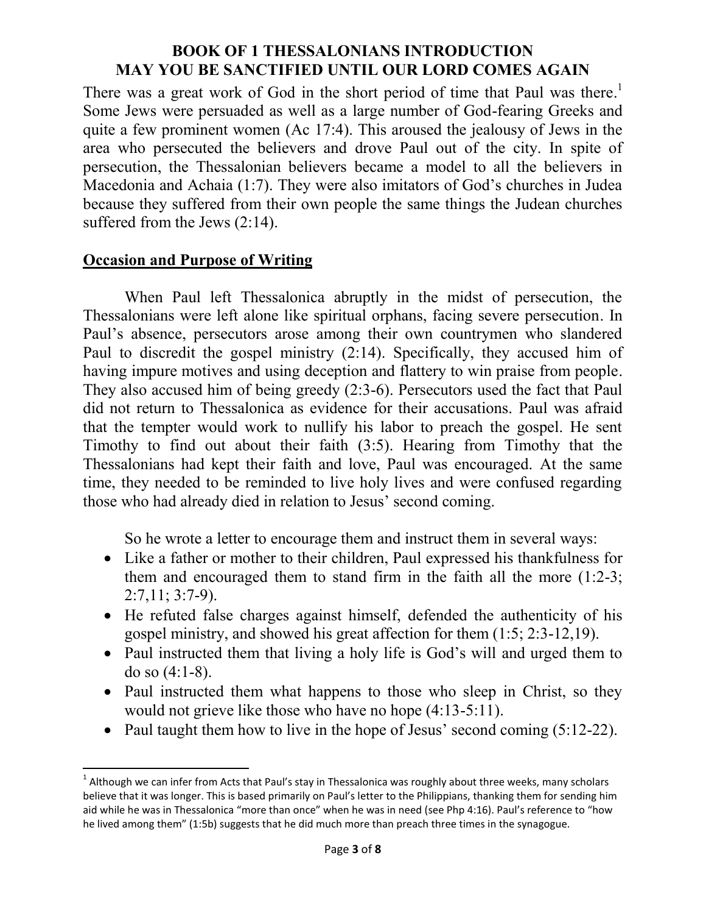**BOOK OF 1 THESSALONIANS INTRODUCTION**
**MAY YOU BE SANCTIFIED UNTIL OUR LORD COMES AGAIN**

There was a great work of God in the short period of time that Paul was there.[1] Some Jews were persuaded as well as a large number of God-fearing Greeks and quite a few prominent women (Ac 17:4). This aroused the jealousy of Jews in the area who persecuted the believers and drove Paul out of the city. In spite of persecution, the Thessalonian believers became a model to all the believers in Macedonia and Achaia (1:7). They were also imitators of God's churches in Judea because they suffered from their own people the same things the Judean churches suffered from the Jews (2:14).

## Occasion and Purpose of Writing

When Paul left Thessalonica abruptly in the midst of persecution, the Thessalonians were left alone like spiritual orphans, facing severe persecution. In Paul's absence, persecutors arose among their own countrymen who slandered Paul to discredit the gospel ministry (2:14). Specifically, they accused him of having impure motives and using deception and flattery to win praise from people. They also accused him of being greedy (2:3-6). Persecutors used the fact that Paul did not return to Thessalonica as evidence for their accusations. Paul was afraid that the tempter would work to nullify his labor to preach the gospel. He sent Timothy to find out about their faith (3:5). Hearing from Timothy that the Thessalonians had kept their faith and love, Paul was encouraged. At the same time, they needed to be reminded to live holy lives and were confused regarding those who had already died in relation to Jesus' second coming.

So he wrote a letter to encourage them and instruct them in several ways:

- Like a father or mother to their children, Paul expressed his thankfulness for them and encouraged them to stand firm in the faith all the more (1:2-3; 2:7,11; 3:7-9).
- He refuted false charges against himself, defended the authenticity of his gospel ministry, and showed his great affection for them (1:5; 2:3-12,19).
- Paul instructed them that living a holy life is God's will and urged them to do so (4:1-8).
- Paul instructed them what happens to those who sleep in Christ, so they would not grieve like those who have no hope (4:13-5:11).
- Paul taught them how to live in the hope of Jesus' second coming (5:12-22).

[1] Although we can infer from Acts that Paul's stay in Thessalonica was roughly about three weeks, many scholars believe that it was longer. This is based primarily on Paul's letter to the Philippians, thanking them for sending him aid while he was in Thessalonica "more than once" when he was in need (see Php 4:16). Paul's reference to "how he lived among them" (1:5b) suggests that he did much more than preach three times in the synagogue.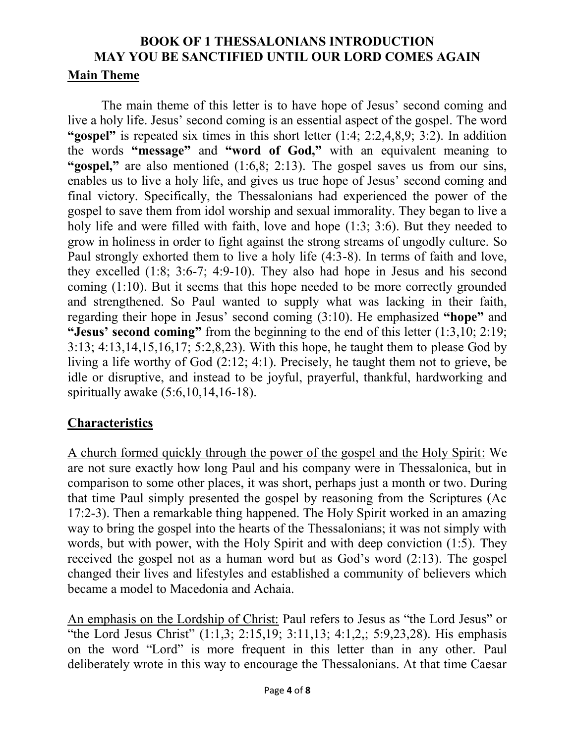# BOOK OF 1 THESSALONIANS INTRODUCTION
# MAY YOU BE SANCTIFIED UNTIL OUR LORD COMES AGAIN

## Main Theme

The main theme of this letter is to have hope of Jesus' second coming and live a holy life. Jesus' second coming is an essential aspect of the gospel. The word **"gospel"** is repeated six times in this short letter (1:4; 2:2,4,8,9; 3:2). In addition the words **"message"** and **"word of God,"** with an equivalent meaning to **"gospel,"** are also mentioned (1:6,8; 2:13). The gospel saves us from our sins, enables us to live a holy life, and gives us true hope of Jesus' second coming and final victory. Specifically, the Thessalonians had experienced the power of the gospel to save them from idol worship and sexual immorality. They began to live a holy life and were filled with faith, love and hope (1:3; 3:6). But they needed to grow in holiness in order to fight against the strong streams of ungodly culture. So Paul strongly exhorted them to live a holy life (4:3-8). In terms of faith and love, they excelled (1:8; 3:6-7; 4:9-10). They also had hope in Jesus and his second coming (1:10). But it seems that this hope needed to be more correctly grounded and strengthened. So Paul wanted to supply what was lacking in their faith, regarding their hope in Jesus' second coming (3:10). He emphasized **"hope"** and **"Jesus' second coming"** from the beginning to the end of this letter (1:3,10; 2:19; 3:13; 4:13,14,15,16,17; 5:2,8,23). With this hope, he taught them to please God by living a life worthy of God (2:12; 4:1). Precisely, he taught them not to grieve, be idle or disruptive, and instead to be joyful, prayerful, thankful, hardworking and spiritually awake (5:6,10,14,16-18).

## Characteristics

<u>A church formed quickly through the power of the gospel and the Holy Spirit:</u> We are not sure exactly how long Paul and his company were in Thessalonica, but in comparison to some other places, it was short, perhaps just a month or two. During that time Paul simply presented the gospel by reasoning from the Scriptures (Ac 17:2-3). Then a remarkable thing happened. The Holy Spirit worked in an amazing way to bring the gospel into the hearts of the Thessalonians; it was not simply with words, but with power, with the Holy Spirit and with deep conviction (1:5). They received the gospel not as a human word but as God's word (2:13). The gospel changed their lives and lifestyles and established a community of believers which became a model to Macedonia and Achaia.

<u>An emphasis on the Lordship of Christ:</u> Paul refers to Jesus as "the Lord Jesus" or "the Lord Jesus Christ" (1:1,3; 2:15,19; 3:11,13; 4:1,2,; 5:9,23,28). His emphasis on the word "Lord" is more frequent in this letter than in any other. Paul deliberately wrote in this way to encourage the Thessalonians. At that time Caesar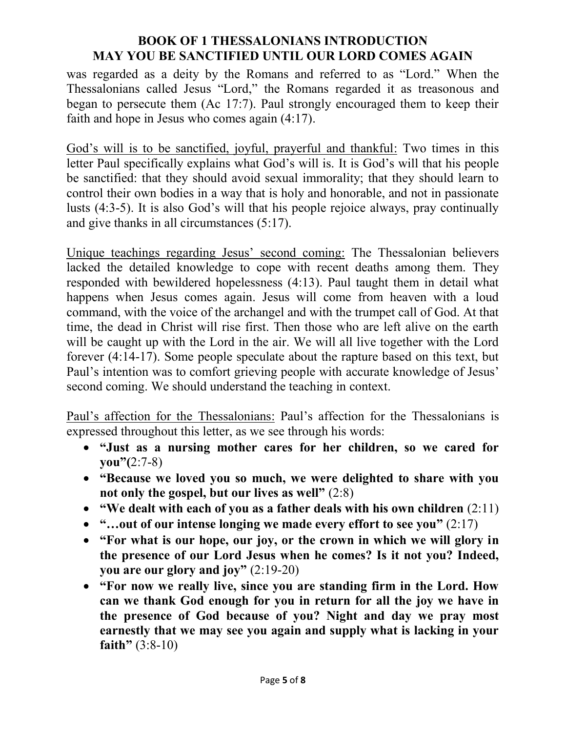was regarded as a deity by the Romans and referred to as "Lord." When the Thessalonians called Jesus "Lord," the Romans regarded it as treasonous and began to persecute them (Ac 17:7). Paul strongly encouraged them to keep their faith and hope in Jesus who comes again (4:17).

<u>God's will is to be sanctified, joyful, prayerful and thankful:</u> Two times in this letter Paul specifically explains what God's will is. It is God's will that his people be sanctified: that they should avoid sexual immorality; that they should learn to control their own bodies in a way that is holy and honorable, and not in passionate lusts (4:3-5). It is also God's will that his people rejoice always, pray continually and give thanks in all circumstances (5:17).

<u>Unique teachings regarding Jesus' second coming:</u> The Thessalonian believers lacked the detailed knowledge to cope with recent deaths among them. They responded with bewildered hopelessness (4:13). Paul taught them in detail what happens when Jesus comes again. Jesus will come from heaven with a loud command, with the voice of the archangel and with the trumpet call of God. At that time, the dead in Christ will rise first. Then those who are left alive on the earth will be caught up with the Lord in the air. We will all live together with the Lord forever (4:14-17). Some people speculate about the rapture based on this text, but Paul's intention was to comfort grieving people with accurate knowledge of Jesus' second coming. We should understand the teaching in context.

<u>Paul's affection for the Thessalonians:</u> Paul's affection for the Thessalonians is expressed throughout this letter, as we see through his words:

- **"Just as a nursing mother cares for her children, so we cared for you"(**2:7-8)
- **"Because we loved you so much, we were delighted to share with you not only the gospel, but our lives as well"** (2:8)
- **"We dealt with each of you as a father deals with his own children** (2:11)
- **"…out of our intense longing we made every effort to see you"** (2:17)
- **"For what is our hope, our joy, or the crown in which we will glory in the presence of our Lord Jesus when he comes? Is it not you? Indeed, you are our glory and joy"** (2:19-20)
- **"For now we really live, since you are standing firm in the Lord. How can we thank God enough for you in return for all the joy we have in the presence of God because of you? Night and day we pray most earnestly that we may see you again and supply what is lacking in your faith"** (3:8-10)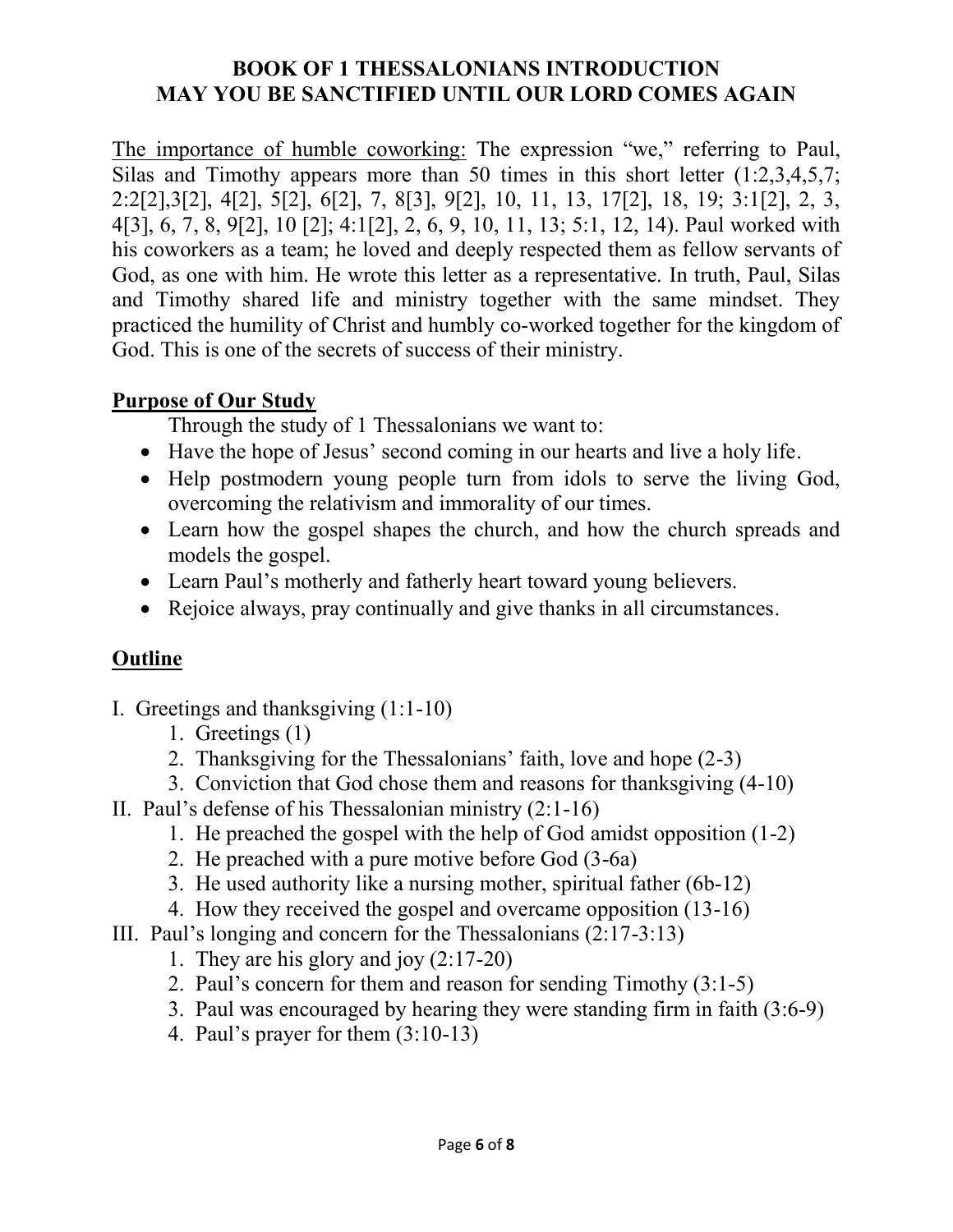# BOOK OF 1 THESSALONIANS INTRODUCTION
# MAY YOU BE SANCTIFIED UNTIL OUR LORD COMES AGAIN

The importance of humble coworking: The expression "we," referring to Paul, Silas and Timothy appears more than 50 times in this short letter (1:2,3,4,5,7; 2:2[2],3[2], 4[2], 5[2], 6[2], 7, 8[3], 9[2], 10, 11, 13, 17[2], 18, 19; 3:1[2], 2, 3, 4[3], 6, 7, 8, 9[2], 10 [2]; 4:1[2], 2, 6, 9, 10, 11, 13; 5:1, 12, 14). Paul worked with his coworkers as a team; he loved and deeply respected them as fellow servants of God, as one with him. He wrote this letter as a representative. In truth, Paul, Silas and Timothy shared life and ministry together with the same mindset. They practiced the humility of Christ and humbly co-worked together for the kingdom of God. This is one of the secrets of success of their ministry.

## Purpose of Our Study

Through the study of 1 Thessalonians we want to:

- Have the hope of Jesus' second coming in our hearts and live a holy life.
- Help postmodern young people turn from idols to serve the living God, overcoming the relativism and immorality of our times.
- Learn how the gospel shapes the church, and how the church spreads and models the gospel.
- Learn Paul's motherly and fatherly heart toward young believers.
- Rejoice always, pray continually and give thanks in all circumstances.

## Outline

I. Greetings and thanksgiving (1:1-10)
   1. Greetings (1)
   2. Thanksgiving for the Thessalonians' faith, love and hope (2-3)
   3. Conviction that God chose them and reasons for thanksgiving (4-10)

II. Paul's defense of his Thessalonian ministry (2:1-16)
   1. He preached the gospel with the help of God amidst opposition (1-2)
   2. He preached with a pure motive before God (3-6a)
   3. He used authority like a nursing mother, spiritual father (6b-12)
   4. How they received the gospel and overcame opposition (13-16)

III. Paul's longing and concern for the Thessalonians (2:17-3:13)
   1. They are his glory and joy (2:17-20)
   2. Paul's concern for them and reason for sending Timothy (3:1-5)
   3. Paul was encouraged by hearing they were standing firm in faith (3:6-9)
   4. Paul's prayer for them (3:10-13)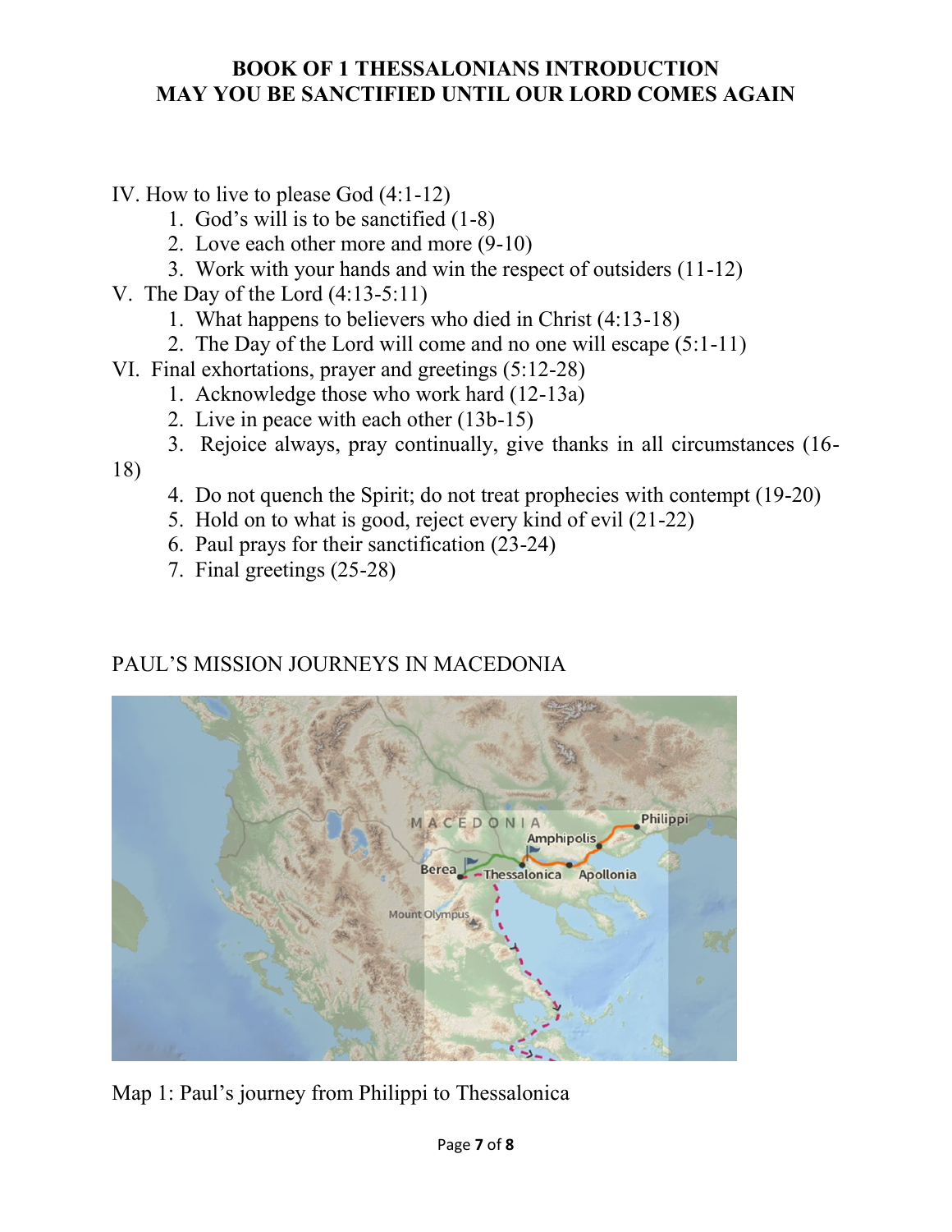# BOOK OF 1 THESSALONIANS INTRODUCTION
# MAY YOU BE SANCTIFIED UNTIL OUR LORD COMES AGAIN

IV. How to live to please God (4:1-12)

1. God's will is to be sanctified (1-8)
2. Love each other more and more (9-10)
3. Work with your hands and win the respect of outsiders (11-12)

V. The Day of the Lord (4:13-5:11)

1. What happens to believers who died in Christ (4:13-18)
2. The Day of the Lord will come and no one will escape (5:1-11)

VI. Final exhortations, prayer and greetings (5:12-28)

1. Acknowledge those who work hard (12-13a)
2. Live in peace with each other (13b-15)
3. Rejoice always, pray continually, give thanks in all circumstances (16-18)
4. Do not quench the Spirit; do not treat prophecies with contempt (19-20)
5. Hold on to what is good, reject every kind of evil (21-22)
6. Paul prays for their sanctification (23-24)
7. Final greetings (25-28)

PAUL'S MISSION JOURNEYS IN MACEDONIA

Map 1: Paul's journey from Philippi to Thessalonica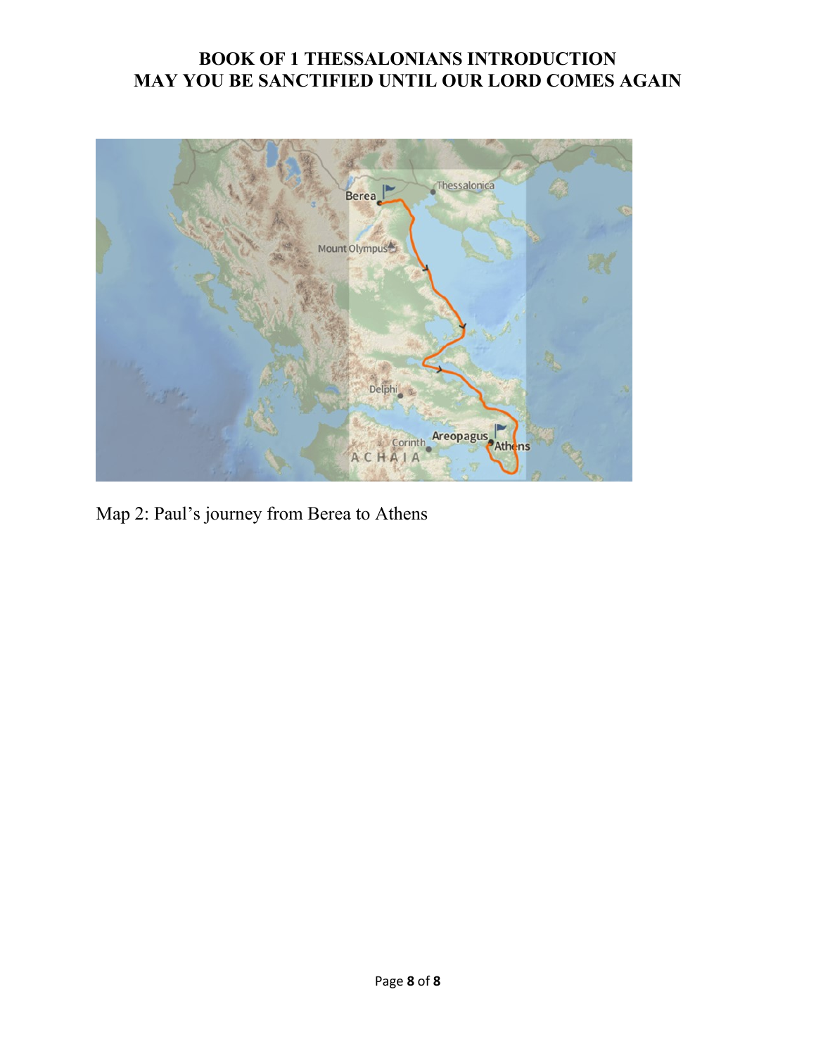Map 2: Paul’s journey from Berea to Athens